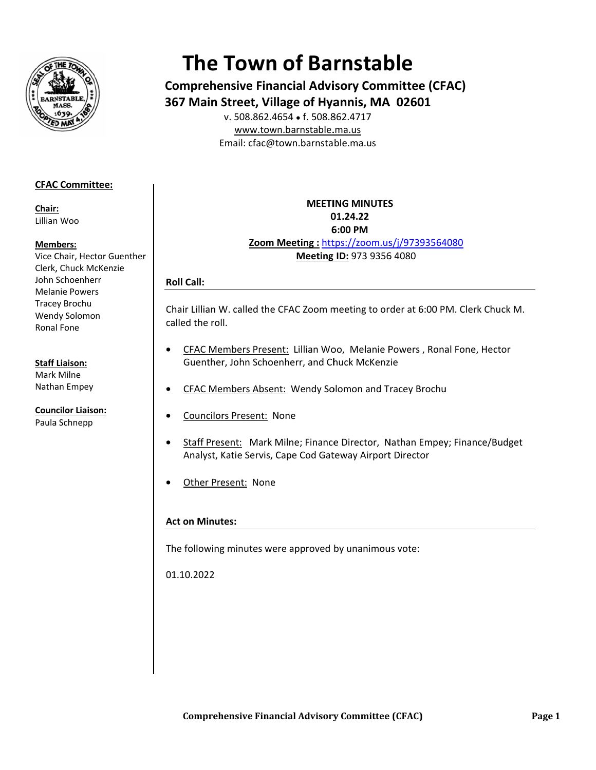# The Town of Barnstable

## Comprehensive Financial Advisory Committee (CFAC)

## 367 Main Street, Village of Hyannis, MA 02601

v. 508.862.4654 • f. 508.862.4717
www.town.barnstable.ma.us
Email: cfac@town.barnstable.ma.us

**CFAC Committee:**

**Chair:**
Lillian Woo

**Members:**
Vice Chair, Hector Guenther
Clerk, Chuck McKenzie
John Schoenherr
Melanie Powers
Tracey Brochu
Wendy Solomon
Ronal Fone

**Staff Liaison:**
Mark Milne
Nathan Empey

**Councilor Liaison:**
Paula Schnepp

**MEETING MINUTES**
**01.24.22**
**6:00 PM**
**Zoom Meeting :** https://zoom.us/j/97393564080
**Meeting ID:** 973 9356 4080

### Roll Call:

Chair Lillian W. called the CFAC Zoom meeting to order at 6:00 PM. Clerk Chuck M. called the roll.

- CFAC Members Present: Lillian Woo, Melanie Powers , Ronal Fone, Hector Guenther, John Schoenherr, and Chuck McKenzie
- CFAC Members Absent: Wendy Solomon and Tracey Brochu
- Councilors Present: None
- Staff Present: Mark Milne; Finance Director, Nathan Empey; Finance/Budget Analyst, Katie Servis, Cape Cod Gateway Airport Director
- Other Present: None

### Act on Minutes:

The following minutes were approved by unanimous vote:

01.10.2022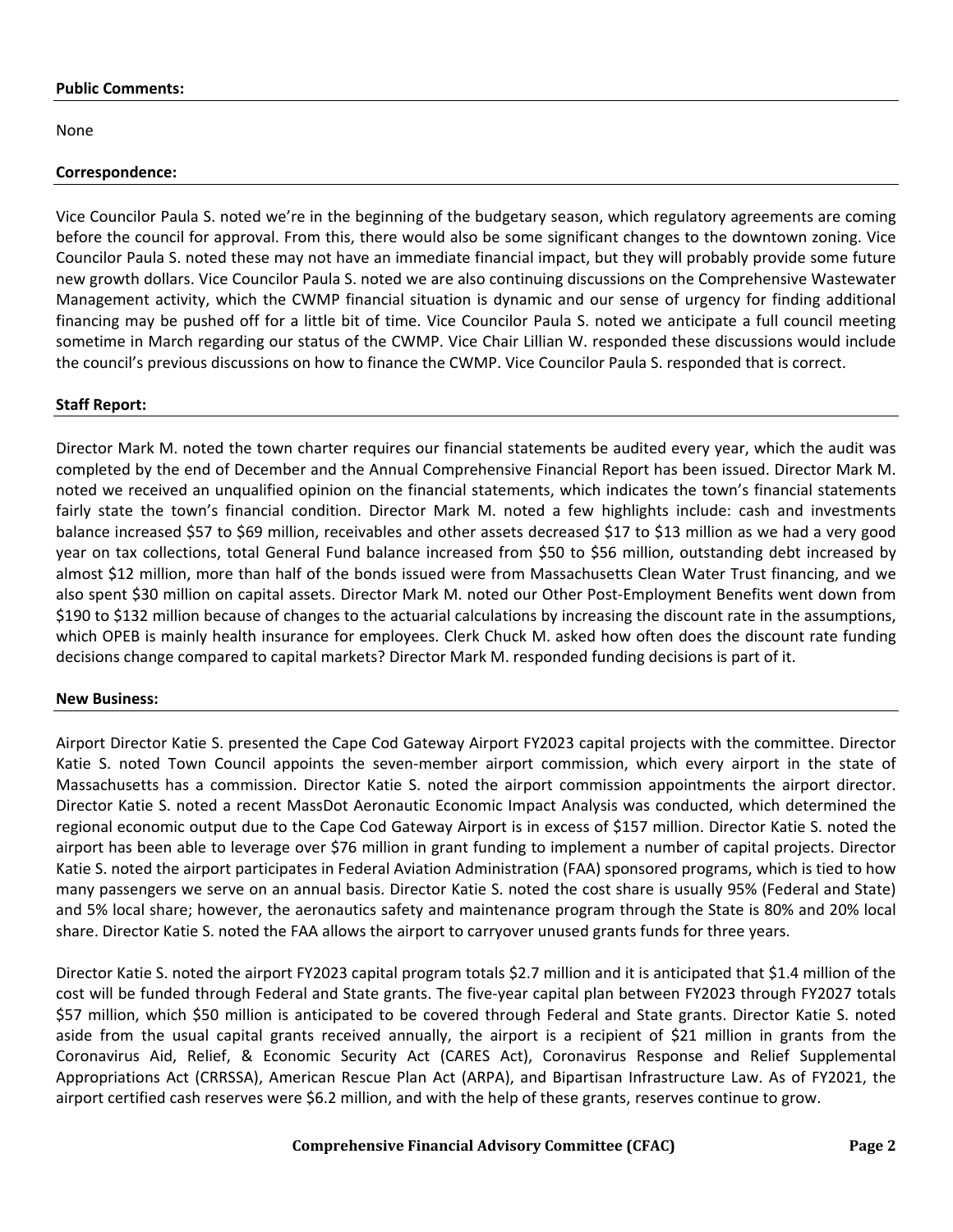**Public Comments:**

None

**Correspondence:**

Vice Councilor Paula S. noted we're in the beginning of the budgetary season, which regulatory agreements are coming before the council for approval. From this, there would also be some significant changes to the downtown zoning. Vice Councilor Paula S. noted these may not have an immediate financial impact, but they will probably provide some future new growth dollars. Vice Councilor Paula S. noted we are also continuing discussions on the Comprehensive Wastewater Management activity, which the CWMP financial situation is dynamic and our sense of urgency for finding additional financing may be pushed off for a little bit of time. Vice Councilor Paula S. noted we anticipate a full council meeting sometime in March regarding our status of the CWMP. Vice Chair Lillian W. responded these discussions would include the council's previous discussions on how to finance the CWMP. Vice Councilor Paula S. responded that is correct.

**Staff Report:**

Director Mark M. noted the town charter requires our financial statements be audited every year, which the audit was completed by the end of December and the Annual Comprehensive Financial Report has been issued. Director Mark M. noted we received an unqualified opinion on the financial statements, which indicates the town's financial statements fairly state the town's financial condition. Director Mark M. noted a few highlights include: cash and investments balance increased $57 to $69 million, receivables and other assets decreased $17 to $13 million as we had a very good year on tax collections, total General Fund balance increased from $50 to $56 million, outstanding debt increased by almost $12 million, more than half of the bonds issued were from Massachusetts Clean Water Trust financing, and we also spent $30 million on capital assets. Director Mark M. noted our Other Post-Employment Benefits went down from $190 to $132 million because of changes to the actuarial calculations by increasing the discount rate in the assumptions, which OPEB is mainly health insurance for employees. Clerk Chuck M. asked how often does the discount rate funding decisions change compared to capital markets? Director Mark M. responded funding decisions is part of it.

**New Business:**

Airport Director Katie S. presented the Cape Cod Gateway Airport FY2023 capital projects with the committee. Director Katie S. noted Town Council appoints the seven-member airport commission, which every airport in the state of Massachusetts has a commission. Director Katie S. noted the airport commission appointments the airport director. Director Katie S. noted a recent MassDot Aeronautic Economic Impact Analysis was conducted, which determined the regional economic output due to the Cape Cod Gateway Airport is in excess of $157 million. Director Katie S. noted the airport has been able to leverage over $76 million in grant funding to implement a number of capital projects. Director Katie S. noted the airport participates in Federal Aviation Administration (FAA) sponsored programs, which is tied to how many passengers we serve on an annual basis. Director Katie S. noted the cost share is usually 95% (Federal and State) and 5% local share; however, the aeronautics safety and maintenance program through the State is 80% and 20% local share. Director Katie S. noted the FAA allows the airport to carryover unused grants funds for three years.

Director Katie S. noted the airport FY2023 capital program totals $2.7 million and it is anticipated that $1.4 million of the cost will be funded through Federal and State grants. The five-year capital plan between FY2023 through FY2027 totals $57 million, which $50 million is anticipated to be covered through Federal and State grants. Director Katie S. noted aside from the usual capital grants received annually, the airport is a recipient of $21 million in grants from the Coronavirus Aid, Relief, & Economic Security Act (CARES Act), Coronavirus Response and Relief Supplemental Appropriations Act (CRRSSA), American Rescue Plan Act (ARPA), and Bipartisan Infrastructure Law. As of FY2021, the airport certified cash reserves were $6.2 million, and with the help of these grants, reserves continue to grow.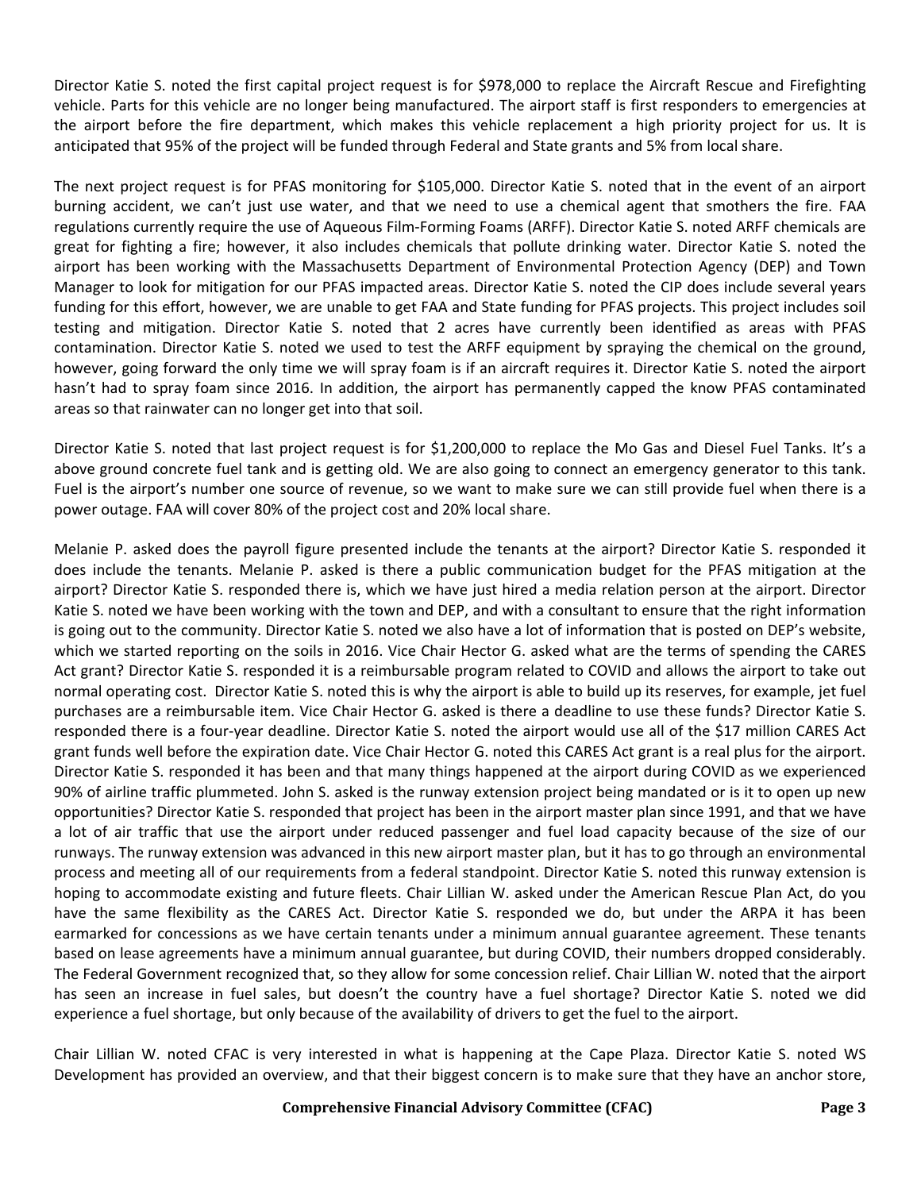Director Katie S. noted the first capital project request is for $978,000 to replace the Aircraft Rescue and Firefighting vehicle. Parts for this vehicle are no longer being manufactured. The airport staff is first responders to emergencies at the airport before the fire department, which makes this vehicle replacement a high priority project for us. It is anticipated that 95% of the project will be funded through Federal and State grants and 5% from local share.

The next project request is for PFAS monitoring for $105,000. Director Katie S. noted that in the event of an airport burning accident, we can't just use water, and that we need to use a chemical agent that smothers the fire. FAA regulations currently require the use of Aqueous Film-Forming Foams (ARFF). Director Katie S. noted ARFF chemicals are great for fighting a fire; however, it also includes chemicals that pollute drinking water. Director Katie S. noted the airport has been working with the Massachusetts Department of Environmental Protection Agency (DEP) and Town Manager to look for mitigation for our PFAS impacted areas. Director Katie S. noted the CIP does include several years funding for this effort, however, we are unable to get FAA and State funding for PFAS projects. This project includes soil testing and mitigation. Director Katie S. noted that 2 acres have currently been identified as areas with PFAS contamination. Director Katie S. noted we used to test the ARFF equipment by spraying the chemical on the ground, however, going forward the only time we will spray foam is if an aircraft requires it. Director Katie S. noted the airport hasn't had to spray foam since 2016. In addition, the airport has permanently capped the know PFAS contaminated areas so that rainwater can no longer get into that soil.

Director Katie S. noted that last project request is for $1,200,000 to replace the Mo Gas and Diesel Fuel Tanks. It's a above ground concrete fuel tank and is getting old. We are also going to connect an emergency generator to this tank. Fuel is the airport's number one source of revenue, so we want to make sure we can still provide fuel when there is a power outage. FAA will cover 80% of the project cost and 20% local share.

Melanie P. asked does the payroll figure presented include the tenants at the airport? Director Katie S. responded it does include the tenants. Melanie P. asked is there a public communication budget for the PFAS mitigation at the airport? Director Katie S. responded there is, which we have just hired a media relation person at the airport. Director Katie S. noted we have been working with the town and DEP, and with a consultant to ensure that the right information is going out to the community. Director Katie S. noted we also have a lot of information that is posted on DEP's website, which we started reporting on the soils in 2016. Vice Chair Hector G. asked what are the terms of spending the CARES Act grant? Director Katie S. responded it is a reimbursable program related to COVID and allows the airport to take out normal operating cost. Director Katie S. noted this is why the airport is able to build up its reserves, for example, jet fuel purchases are a reimbursable item. Vice Chair Hector G. asked is there a deadline to use these funds? Director Katie S. responded there is a four-year deadline. Director Katie S. noted the airport would use all of the $17 million CARES Act grant funds well before the expiration date. Vice Chair Hector G. noted this CARES Act grant is a real plus for the airport. Director Katie S. responded it has been and that many things happened at the airport during COVID as we experienced 90% of airline traffic plummeted. John S. asked is the runway extension project being mandated or is it to open up new opportunities? Director Katie S. responded that project has been in the airport master plan since 1991, and that we have a lot of air traffic that use the airport under reduced passenger and fuel load capacity because of the size of our runways. The runway extension was advanced in this new airport master plan, but it has to go through an environmental process and meeting all of our requirements from a federal standpoint. Director Katie S. noted this runway extension is hoping to accommodate existing and future fleets. Chair Lillian W. asked under the American Rescue Plan Act, do you have the same flexibility as the CARES Act. Director Katie S. responded we do, but under the ARPA it has been earmarked for concessions as we have certain tenants under a minimum annual guarantee agreement. These tenants based on lease agreements have a minimum annual guarantee, but during COVID, their numbers dropped considerably. The Federal Government recognized that, so they allow for some concession relief. Chair Lillian W. noted that the airport has seen an increase in fuel sales, but doesn't the country have a fuel shortage? Director Katie S. noted we did experience a fuel shortage, but only because of the availability of drivers to get the fuel to the airport.

Chair Lillian W. noted CFAC is very interested in what is happening at the Cape Plaza. Director Katie S. noted WS Development has provided an overview, and that their biggest concern is to make sure that they have an anchor store,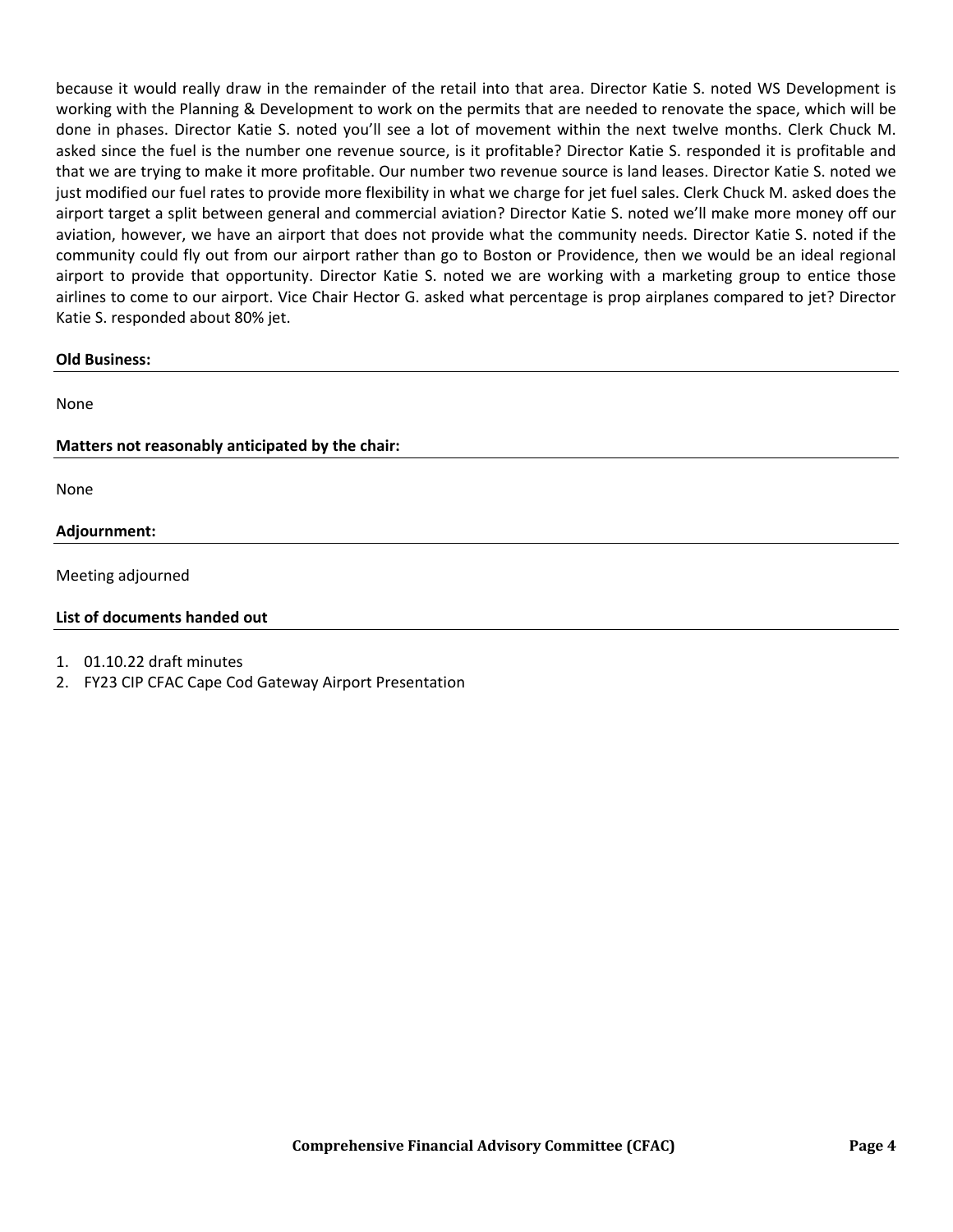because it would really draw in the remainder of the retail into that area. Director Katie S. noted WS Development is working with the Planning & Development to work on the permits that are needed to renovate the space, which will be done in phases. Director Katie S. noted you'll see a lot of movement within the next twelve months. Clerk Chuck M. asked since the fuel is the number one revenue source, is it profitable? Director Katie S. responded it is profitable and that we are trying to make it more profitable. Our number two revenue source is land leases. Director Katie S. noted we just modified our fuel rates to provide more flexibility in what we charge for jet fuel sales. Clerk Chuck M. asked does the airport target a split between general and commercial aviation? Director Katie S. noted we'll make more money off our aviation, however, we have an airport that does not provide what the community needs. Director Katie S. noted if the community could fly out from our airport rather than go to Boston or Providence, then we would be an ideal regional airport to provide that opportunity. Director Katie S. noted we are working with a marketing group to entice those airlines to come to our airport. Vice Chair Hector G. asked what percentage is prop airplanes compared to jet? Director Katie S. responded about 80% jet.

**Old Business:**

None

**Matters not reasonably anticipated by the chair:**

None

**Adjournment:**

Meeting adjourned

**List of documents handed out**

1. 01.10.22 draft minutes
2. FY23 CIP CFAC Cape Cod Gateway Airport Presentation